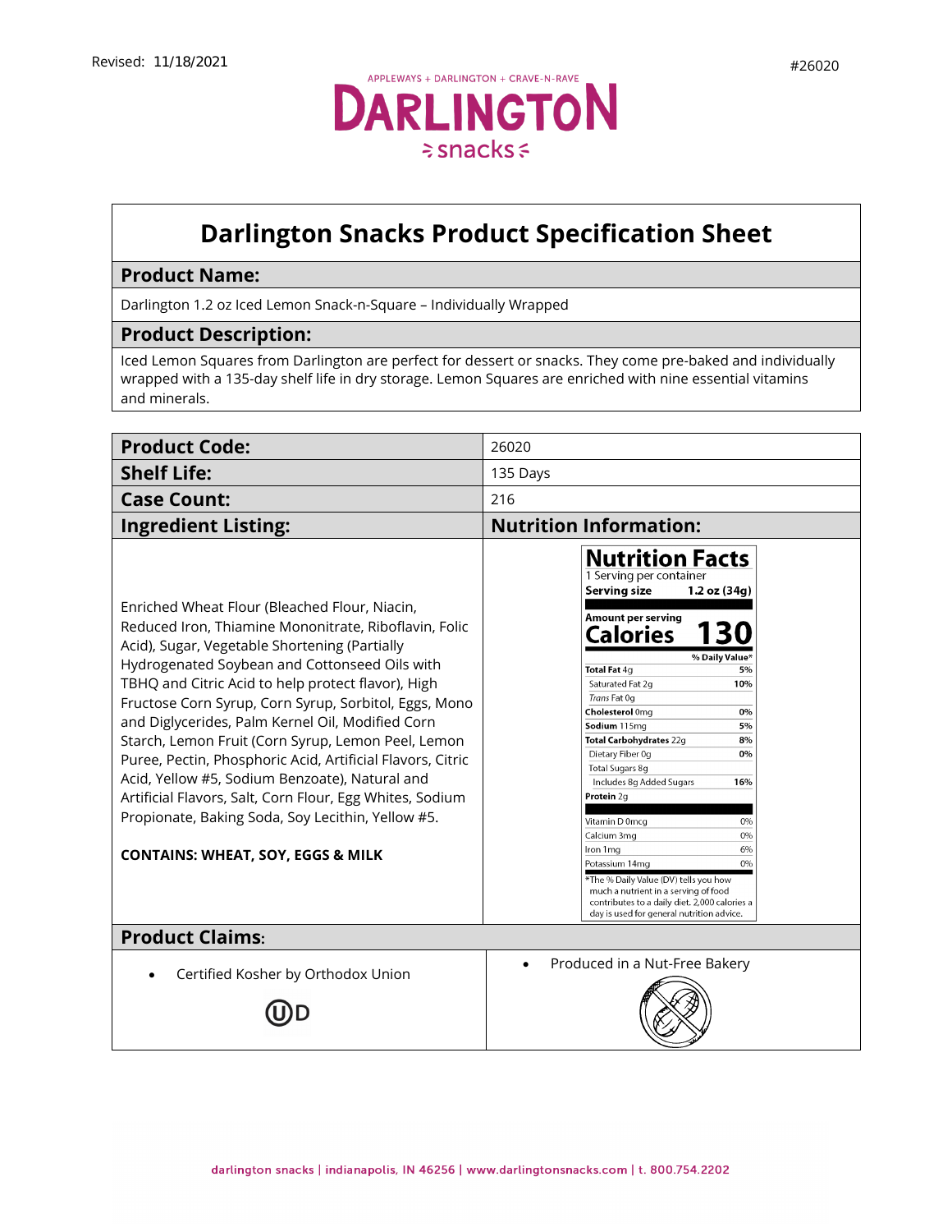Revised: 11/18/2021

#26020

APPLEWAYS + DARLINGTON + CRAVE-N-RAVE

DARLINGTON snacks

# Darlington Snacks Product Specification Sheet

## Product Name:

Darlington 1.2 oz Iced Lemon Snack-n-Square – Individually Wrapped

## Product Description:

Iced Lemon Squares from Darlington are perfect for dessert or snacks. They come pre-baked and individually wrapped with a 135-day shelf life in dry storage. Lemon Squares are enriched with nine essential vitamins and minerals.

| | |
|---|---|
| **Product Code:** | 26020 |
| **Shelf Life:** | 135 Days |
| **Case Count:** | 216 |

## Ingredient Listing:

Enriched Wheat Flour (Bleached Flour, Niacin, Reduced Iron, Thiamine Mononitrate, Riboflavin, Folic Acid), Sugar, Vegetable Shortening (Partially Hydrogenated Soybean and Cottonseed Oils with TBHQ and Citric Acid to help protect flavor), High Fructose Corn Syrup, Corn Syrup, Sorbitol, Eggs, Mono and Diglycerides, Palm Kernel Oil, Modified Corn Starch, Lemon Fruit (Corn Syrup, Lemon Peel, Lemon Puree, Pectin, Phosphoric Acid, Artificial Flavors, Citric Acid, Yellow #5, Sodium Benzoate), Natural and Artificial Flavors, Salt, Corn Flour, Egg Whites, Sodium Propionate, Baking Soda, Soy Lecithin, Yellow #5.

**CONTAINS: WHEAT, SOY, EGGS & MILK**

## Nutrition Information:

**Nutrition Facts**

1 Serving per container

**Serving size 1.2 oz (34g)**

**Amount per serving**

**Calories 130**

| | % Daily Value* |
|---|---|
| **Total Fat** 4g | 5% |
| Saturated Fat 2g | 10% |
| *Trans* Fat 0g | |
| **Cholesterol** 0mg | 0% |
| **Sodium** 115mg | 5% |
| **Total Carbohydrates** 22g | 8% |
| Dietary Fiber 0g | 0% |
| Total Sugars 8g | |
| Includes 8g Added Sugars | 16% |
| **Protein** 2g | |
| Vitamin D 0mcg | 0% |
| Calcium 3mg | 0% |
| Iron 1mg | 6% |
| Potassium 14mg | 0% |

*The % Daily Value (DV) tells you how much a nutrient in a serving of food contributes to a daily diet. 2,000 calories a day is used for general nutrition advice.

## Product Claims:

- Certified Kosher by Orthodox Union

  ⓊD

- Produced in a Nut-Free Bakery

darlington snacks | indianapolis, IN 46256 | www.darlingtonsnacks.com | t. 800.754.2202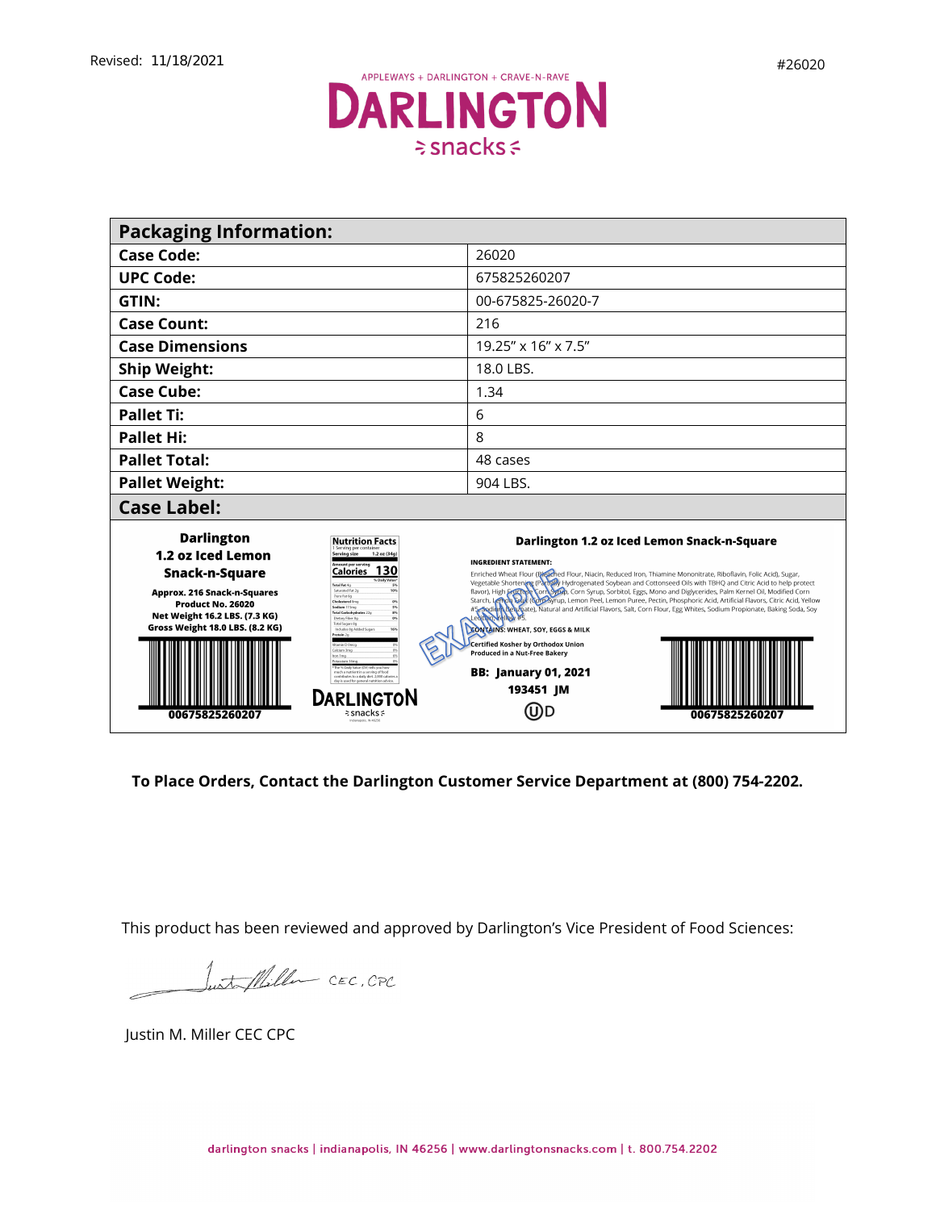Revised: 11/18/2021

#26020

APPLEWAYS + DARLINGTON + CRAVE-N-RAVE

# DARLINGTON snacks

| Packaging Information: | |
|---|---|
| **Case Code:** | 26020 |
| **UPC Code:** | 675825260207 |
| **GTIN:** | 00-675825-26020-7 |
| **Case Count:** | 216 |
| **Case Dimensions** | 19.25" x 16" x 7.5" |
| **Ship Weight:** | 18.0 LBS. |
| **Case Cube:** | 1.34 |
| **Pallet Ti:** | 6 |
| **Pallet Hi:** | 8 |
| **Pallet Total:** | 48 cases |
| **Pallet Weight:** | 904 LBS. |

## Case Label:

**Darlington 1.2 oz Iced Lemon Snack-n-Square**

**Approx. 216 Snack-n-Squares**
**Product No. 26020**
**Net Weight 16.2 LBS. (7.3 KG)**
**Gross Weight 18.0 LBS. (8.2 KG)**

00675825260207

**Nutrition Facts**
1 Serving per container
Serving size 1.2 oz (34g)
Calories 130

DARLINGTON snacks

**Darlington 1.2 oz Iced Lemon Snack-n-Square**

**INGREDIENT STATEMENT:** Enriched Wheat Flour (Bleached Flour, Niacin, Reduced Iron, Thiamine Mononitrate, Riboflavin, Folic Acid), Sugar, Vegetable Shortening (Partially Hydrogenated Soybean and Cottonseed Oils with TBHQ and Citric Acid to help protect flavor), High Fructose Corn Syrup, Corn Syrup, Sorbitol, Eggs, Mono and Diglycerides, Palm Kernel Oil, Modified Corn Starch, Lemon Juice (Corn Syrup, Lemon Peel, Lemon Puree, Pectin, Phosphoric Acid, Artificial Flavors, Citric Acid, Yellow #5, Sodium Benzoate), Natural and Artificial Flavors, Salt, Corn Flour, Egg Whites, Sodium Propionate, Baking Soda, Soy Lecithin, Yellow #5.

**CONTAINS: WHEAT, SOY, EGGS & MILK**

**Certified Kosher by Orthodox Union**
**Produced in a Nut-Free Bakery**

**BB: January 01, 2021**
**193451 JM**

ⓊD

00675825260207

EXAMPLE

**To Place Orders, Contact the Darlington Customer Service Department at (800) 754-2202.**

This product has been reviewed and approved by Darlington's Vice President of Food Sciences:

Justin Miller CEC, CPC

Justin M. Miller CEC CPC

darlington snacks | indianapolis, IN 46256 | www.darlingtonsnacks.com | t. 800.754.2202